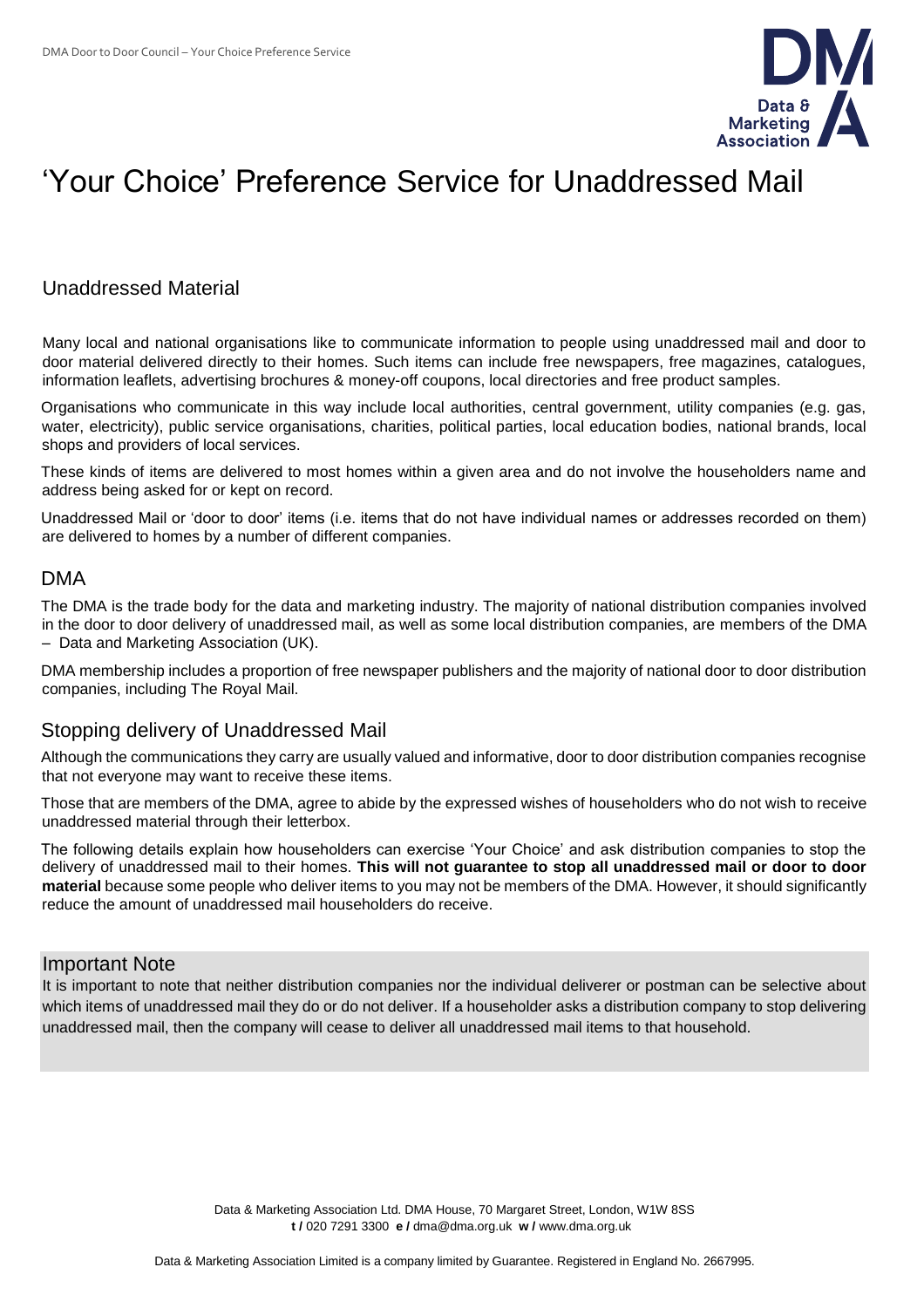# 'Your Choice' Preference Service for Unaddressed Mail

## Unaddressed Material

Many local and national organisations like to communicate information to people using unaddressed mail and door to door material delivered directly to their homes. Such items can include free newspapers, free magazines, catalogues, information leaflets, advertising brochures & money-off coupons, local directories and free product samples.

Organisations who communicate in this way include local authorities, central government, utility companies (e.g. gas, water, electricity), public service organisations, charities, political parties, local education bodies, national brands, local shops and providers of local services.

These kinds of items are delivered to most homes within a given area and do not involve the householders name and address being asked for or kept on record.

Unaddressed Mail or 'door to door' items (i.e. items that do not have individual names or addresses recorded on them) are delivered to homes by a number of different companies.

## DMA

The DMA is the trade body for the data and marketing industry. The majority of national distribution companies involved in the door to door delivery of unaddressed mail, as well as some local distribution companies, are members of the DMA – Data and Marketing Association (UK).

DMA membership includes a proportion of free newspaper publishers and the majority of national door to door distribution companies, including The Royal Mail.

## Stopping delivery of Unaddressed Mail

Although the communications they carry are usually valued and informative, door to door distribution companies recognise that not everyone may want to receive these items.

Those that are members of the DMA, agree to abide by the expressed wishes of householders who do not wish to receive unaddressed material through their letterbox.

The following details explain how householders can exercise 'Your Choice' and ask distribution companies to stop the delivery of unaddressed mail to their homes. **This will not guarantee to stop all unaddressed mail or door to door material** because some people who deliver items to you may not be members of the DMA. However, it should significantly reduce the amount of unaddressed mail householders do receive.

## Important Note

It is important to note that neither distribution companies nor the individual deliverer or postman can be selective about which items of unaddressed mail they do or do not deliver. If a householder asks a distribution company to stop delivering unaddressed mail, then the company will cease to deliver all unaddressed mail items to that household.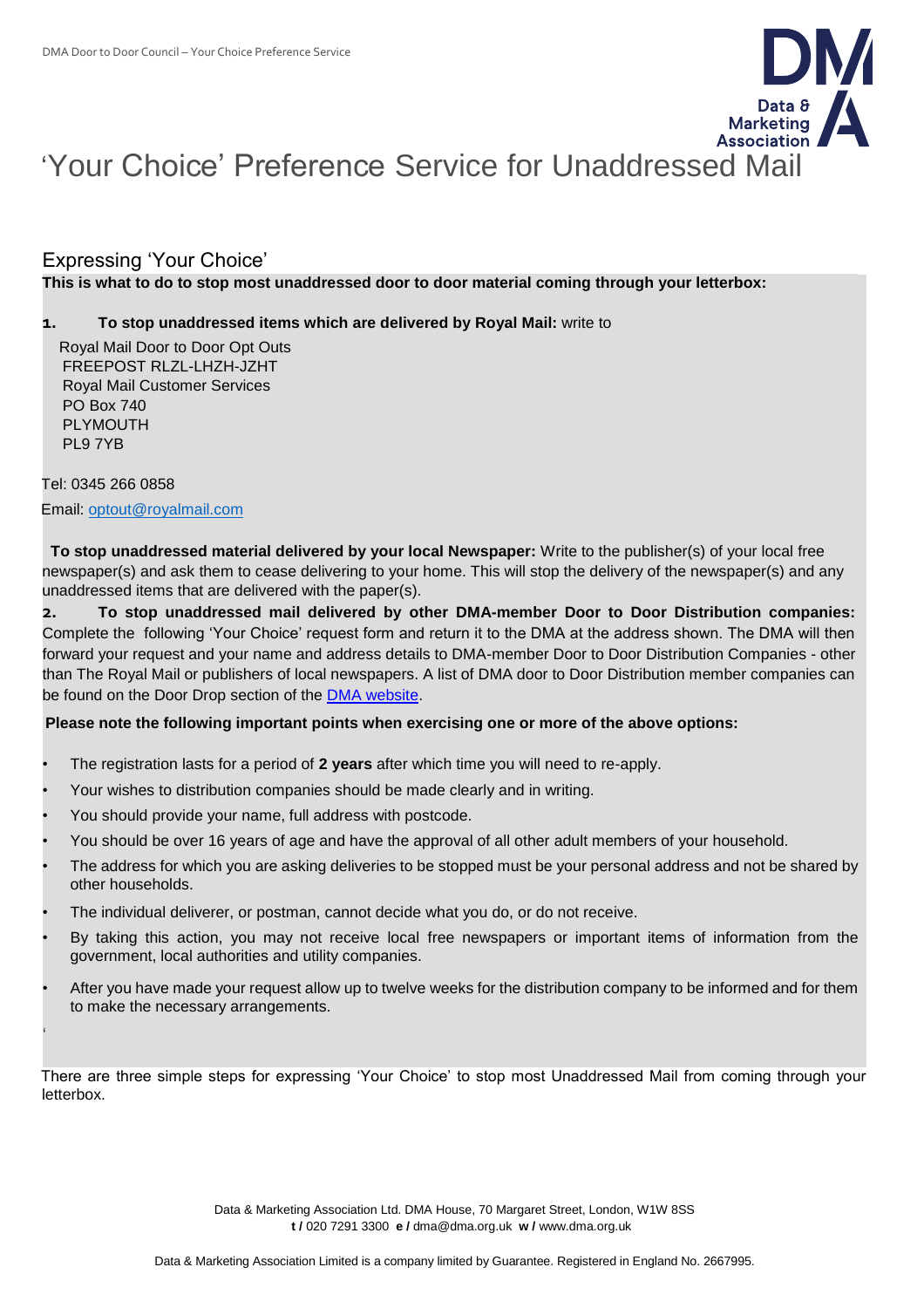# 'Your Choice' Preference Service for Unaddressed Mail

## Expressing 'Your Choice'

**This is what to do to stop most unaddressed door to door material coming through your letterbox:**

1. **To stop unaddressed items which are delivered by Royal Mail:** write to

Royal Mail Door to Door Opt Outs
FREEPOST RLZL-LHZH-JZHT
Royal Mail Customer Services
PO Box 740
PLYMOUTH
PL9 7YB

Tel: 0345 266 0858

Email: [optout@royalmail.com](mailto:optout@royalmail.com)

**To stop unaddressed material delivered by your local Newspaper:** Write to the publisher(s) of your local free newspaper(s) and ask them to cease delivering to your home. This will stop the delivery of the newspaper(s) and any unaddressed items that are delivered with the paper(s).

2. **To stop unaddressed mail delivered by other DMA-member Door to Door Distribution companies:** Complete the following 'Your Choice' request form and return it to the DMA at the address shown. The DMA will then forward your request and your name and address details to DMA-member Door to Door Distribution Companies - other than The Royal Mail or publishers of local newspapers. A list of DMA door to Door Distribution member companies can be found on the Door Drop section of the DMA website.

**Please note the following important points when exercising one or more of the above options:**

- The registration lasts for a period of **2 years** after which time you will need to re-apply.
- Your wishes to distribution companies should be made clearly and in writing.
- You should provide your name, full address with postcode.
- You should be over 16 years of age and have the approval of all other adult members of your household.
- The address for which you are asking deliveries to be stopped must be your personal address and not be shared by other households.
- The individual deliverer, or postman, cannot decide what you do, or do not receive.
- By taking this action, you may not receive local free newspapers or important items of information from the government, local authorities and utility companies.
- After you have made your request allow up to twelve weeks for the distribution company to be informed and for them to make the necessary arrangements.

There are three simple steps for expressing 'Your Choice' to stop most Unaddressed Mail from coming through your letterbox.

Data & Marketing Association Ltd. DMA House, 70 Margaret Street, London, W1W 8SS
**t /** 020 7291 3300 **e /** dma@dma.org.uk **w /** www.dma.org.uk

Data & Marketing Association Limited is a company limited by Guarantee. Registered in England No. 2667995.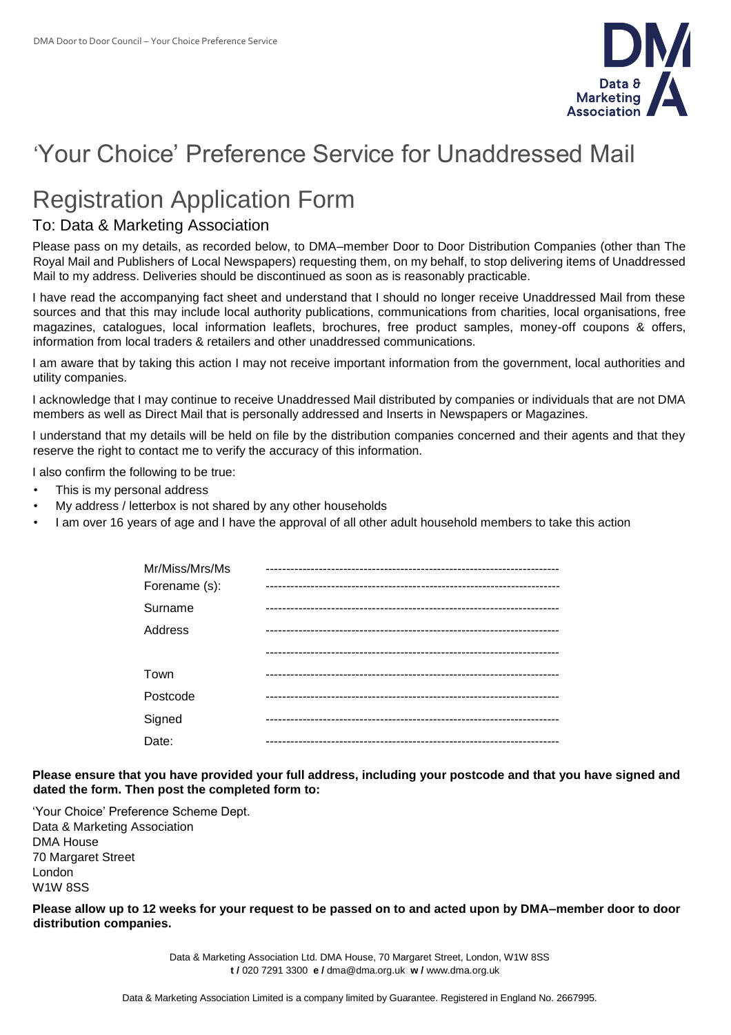# 'Your Choice' Preference Service for Unaddressed Mail

# Registration Application Form

### To: Data & Marketing Association

Please pass on my details, as recorded below, to DMA–member Door to Door Distribution Companies (other than The Royal Mail and Publishers of Local Newspapers) requesting them, on my behalf, to stop delivering items of Unaddressed Mail to my address. Deliveries should be discontinued as soon as is reasonably practicable.

I have read the accompanying fact sheet and understand that I should no longer receive Unaddressed Mail from these sources and that this may include local authority publications, communications from charities, local organisations, free magazines, catalogues, local information leaflets, brochures, free product samples, money-off coupons & offers, information from local traders & retailers and other unaddressed communications.

I am aware that by taking this action I may not receive important information from the government, local authorities and utility companies.

I acknowledge that I may continue to receive Unaddressed Mail distributed by companies or individuals that are not DMA members as well as Direct Mail that is personally addressed and Inserts in Newspapers or Magazines.

I understand that my details will be held on file by the distribution companies concerned and their agents and that they reserve the right to contact me to verify the accuracy of this information.

I also confirm the following to be true:

- This is my personal address
- My address / letterbox is not shared by any other households
- I am over 16 years of age and I have the approval of all other adult household members to take this action

Mr/Miss/Mrs/Ms ------------------------------------------------------------------------

Forename (s): ------------------------------------------------------------------------

Surname ------------------------------------------------------------------------

Address ------------------------------------------------------------------------

------------------------------------------------------------------------

Town ------------------------------------------------------------------------

Postcode ------------------------------------------------------------------------

Signed ------------------------------------------------------------------------

Date: ------------------------------------------------------------------------

**Please ensure that you have provided your full address, including your postcode and that you have signed and dated the form. Then post the completed form to:**

'Your Choice' Preference Scheme Dept.
Data & Marketing Association
DMA House
70 Margaret Street
London
W1W 8SS

**Please allow up to 12 weeks for your request to be passed on to and acted upon by DMA–member door to door distribution companies.**

Data & Marketing Association Ltd. DMA House, 70 Margaret Street, London, W1W 8SS
**t /** 020 7291 3300 **e /** dma@dma.org.uk **w /** www.dma.org.uk

Data & Marketing Association Limited is a company limited by Guarantee. Registered in England No. 2667995.